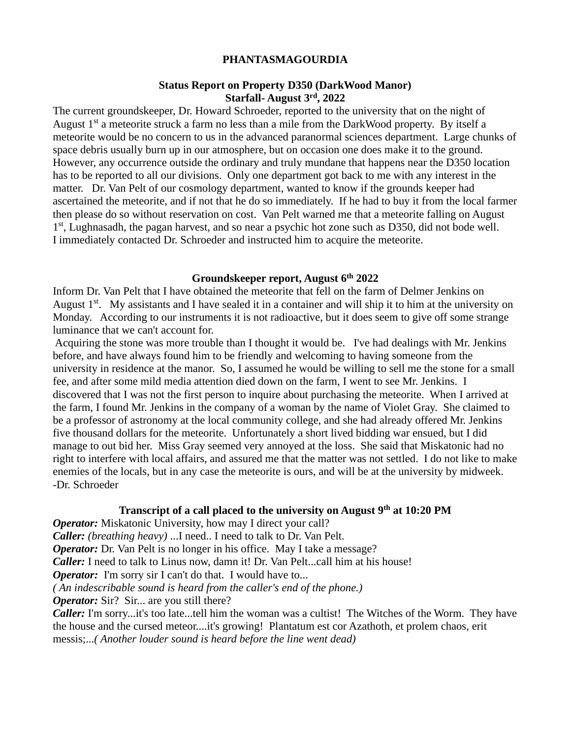# PHANTASMAGOURDIA

## Status Report on Property D350 (DarkWood Manor)
## Starfall- August 3rd, 2022

The current groundskeeper, Dr. Howard Schroeder, reported to the university that on the night of August 1st a meteorite struck a farm no less than a mile from the DarkWood property. By itself a meteorite would be no concern to us in the advanced paranormal sciences department. Large chunks of space debris usually burn up in our atmosphere, but on occasion one does make it to the ground. However, any occurrence outside the ordinary and truly mundane that happens near the D350 location has to be reported to all our divisions. Only one department got back to me with any interest in the matter. Dr. Van Pelt of our cosmology department, wanted to know if the grounds keeper had ascertained the meteorite, and if not that he do so immediately. If he had to buy it from the local farmer then please do so without reservation on cost. Van Pelt warned me that a meteorite falling on August 1st, Lughnasadh, the pagan harvest, and so near a psychic hot zone such as D350, did not bode well. I immediately contacted Dr. Schroeder and instructed him to acquire the meteorite.

## Groundskeeper report, August 6th 2022

Inform Dr. Van Pelt that I have obtained the meteorite that fell on the farm of Delmer Jenkins on August 1st. My assistants and I have sealed it in a container and will ship it to him at the university on Monday. According to our instruments it is not radioactive, but it does seem to give off some strange luminance that we can't account for.

Acquiring the stone was more trouble than I thought it would be. I've had dealings with Mr. Jenkins before, and have always found him to be friendly and welcoming to having someone from the university in residence at the manor. So, I assumed he would be willing to sell me the stone for a small fee, and after some mild media attention died down on the farm, I went to see Mr. Jenkins. I discovered that I was not the first person to inquire about purchasing the meteorite. When I arrived at the farm, I found Mr. Jenkins in the company of a woman by the name of Violet Gray. She claimed to be a professor of astronomy at the local community college, and she had already offered Mr. Jenkins five thousand dollars for the meteorite. Unfortunately a short lived bidding war ensued, but I did manage to out bid her. Miss Gray seemed very annoyed at the loss. She said that Miskatonic had no right to interfere with local affairs, and assured me that the matter was not settled. I do not like to make enemies of the locals, but in any case the meteorite is ours, and will be at the university by midweek.

-Dr. Schroeder

## Transcript of a call placed to the university on August 9th at 10:20 PM

***Operator:*** Miskatonic University, how may I direct your call?

***Caller:*** *(breathing heavy)* ...I need.. I need to talk to Dr. Van Pelt.

***Operator:*** Dr. Van Pelt is no longer in his office. May I take a message?

***Caller:*** I need to talk to Linus now, damn it! Dr. Van Pelt...call him at his house!

***Operator:*** I'm sorry sir I can't do that. I would have to...

*( An indescribable sound is heard from the caller's end of the phone.)*

***Operator:*** Sir? Sir... are you still there?

***Caller:*** I'm sorry...it's too late...tell him the woman was a cultist! The Witches of the Worm. They have the house and the cursed meteor....it's growing! Plantatum est cor Azathoth, et prolem chaos, erit messis;...*( Another louder sound is heard before the line went dead)*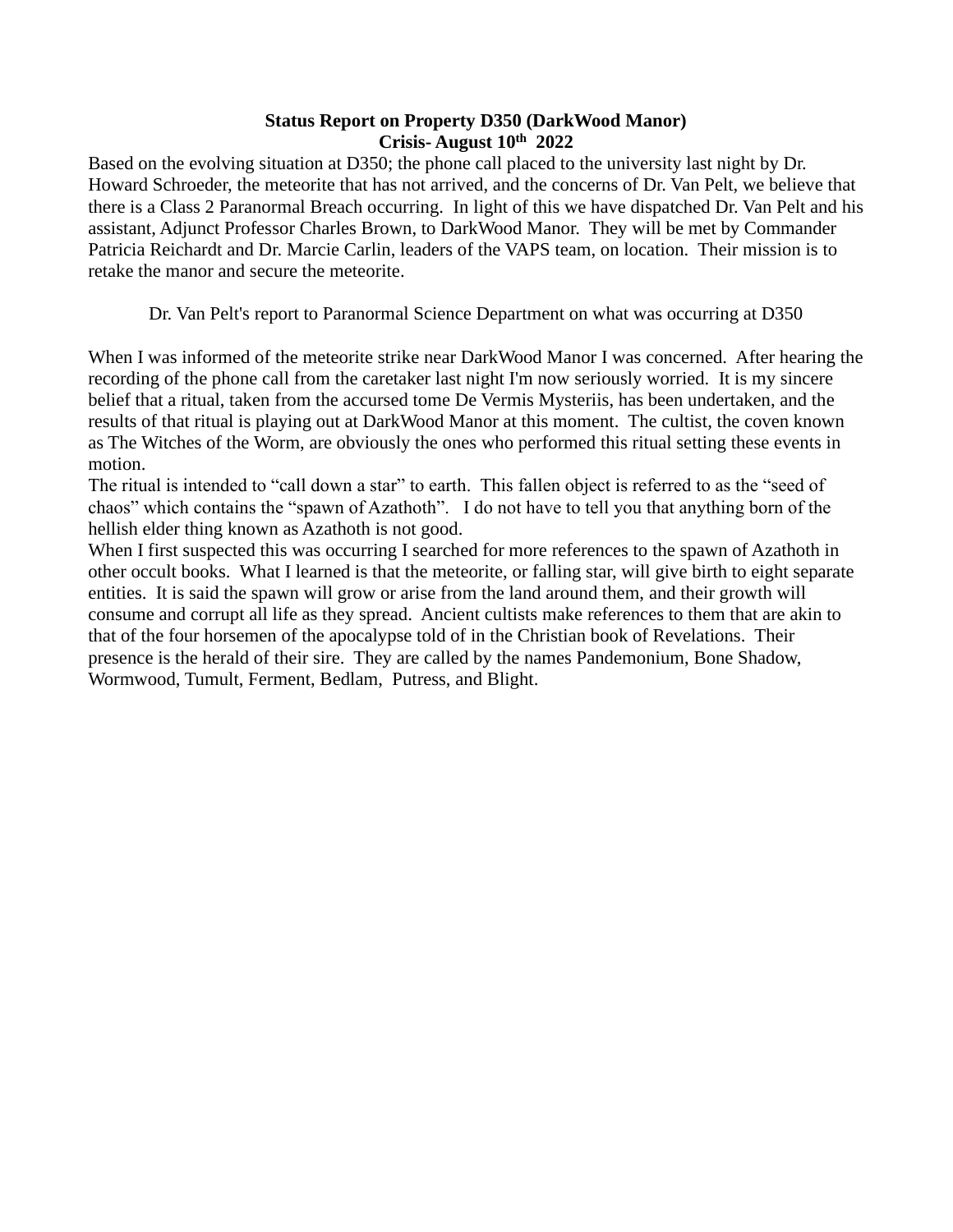**Status Report on Property D350 (DarkWood Manor)**
**Crisis- August 10th 2022**

Based on the evolving situation at D350; the phone call placed to the university last night by Dr. Howard Schroeder, the meteorite that has not arrived, and the concerns of Dr. Van Pelt, we believe that there is a Class 2 Paranormal Breach occurring. In light of this we have dispatched Dr. Van Pelt and his assistant, Adjunct Professor Charles Brown, to DarkWood Manor. They will be met by Commander Patricia Reichardt and Dr. Marcie Carlin, leaders of the VAPS team, on location. Their mission is to retake the manor and secure the meteorite.

Dr. Van Pelt's report to Paranormal Science Department on what was occurring at D350

When I was informed of the meteorite strike near DarkWood Manor I was concerned. After hearing the recording of the phone call from the caretaker last night I'm now seriously worried. It is my sincere belief that a ritual, taken from the accursed tome De Vermis Mysteriis, has been undertaken, and the results of that ritual is playing out at DarkWood Manor at this moment. The cultist, the coven known as The Witches of the Worm, are obviously the ones who performed this ritual setting these events in motion.

The ritual is intended to "call down a star" to earth. This fallen object is referred to as the "seed of chaos" which contains the "spawn of Azathoth". I do not have to tell you that anything born of the hellish elder thing known as Azathoth is not good.

When I first suspected this was occurring I searched for more references to the spawn of Azathoth in other occult books. What I learned is that the meteorite, or falling star, will give birth to eight separate entities. It is said the spawn will grow or arise from the land around them, and their growth will consume and corrupt all life as they spread. Ancient cultists make references to them that are akin to that of the four horsemen of the apocalypse told of in the Christian book of Revelations. Their presence is the herald of their sire. They are called by the names Pandemonium, Bone Shadow, Wormwood, Tumult, Ferment, Bedlam, Putress, and Blight.